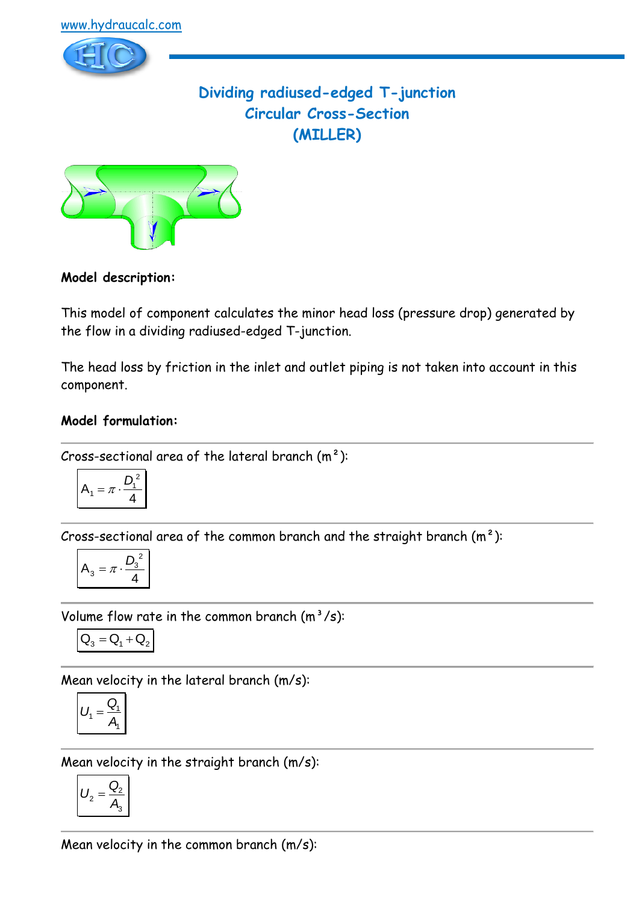www.hydraucalc.com

# Dividing radiused-edged T-junction
## Circular Cross-Section
## (MILLER)

**Model description:**

This model of component calculates the minor head loss (pressure drop) generated by the flow in a dividing radiused-edged T-junction.

The head loss by friction in the inlet and outlet piping is not taken into account in this component.

**Model formulation:**

---

Cross-sectional area of the lateral branch (m²):

$$A_1 = \pi \cdot \frac{D_1^2}{4}$$

---

Cross-sectional area of the common branch and the straight branch (m²):

$$A_3 = \pi \cdot \frac{D_3^2}{4}$$

---

Volume flow rate in the common branch (m³/s):

$$Q_3 = Q_1 + Q_2$$

---

Mean velocity in the lateral branch (m/s):

$$U_1 = \frac{Q_1}{A_1}$$

---

Mean velocity in the straight branch (m/s):

$$U_2 = \frac{Q_2}{A_3}$$

---

Mean velocity in the common branch (m/s):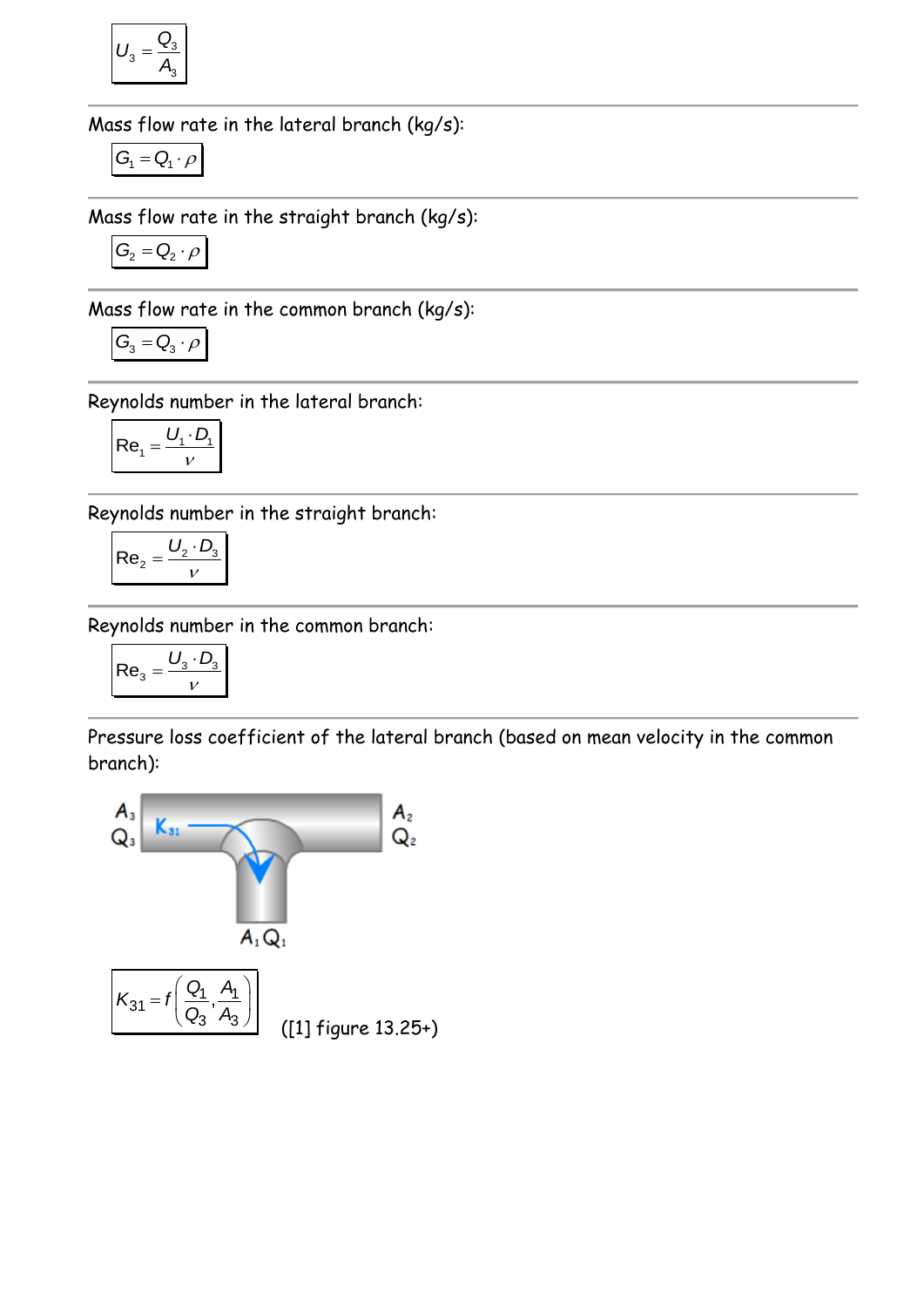$$U_3 = \frac{Q_3}{A_3}$$

Mass flow rate in the lateral branch (kg/s):

$$G_1 = Q_1 \cdot \rho$$

Mass flow rate in the straight branch (kg/s):

$$G_2 = Q_2 \cdot \rho$$

Mass flow rate in the common branch (kg/s):

$$G_3 = Q_3 \cdot \rho$$

Reynolds number in the lateral branch:

$$\mathrm{Re}_1 = \frac{U_1 \cdot D_1}{\nu}$$

Reynolds number in the straight branch:

$$\mathrm{Re}_2 = \frac{U_2 \cdot D_3}{\nu}$$

Reynolds number in the common branch:

$$\mathrm{Re}_3 = \frac{U_3 \cdot D_3}{\nu}$$

Pressure loss coefficient of the lateral branch (based on mean velocity in the common branch):

$$K_{31} = f\left(\frac{Q_1}{Q_3}, \frac{A_1}{A_3}\right)$$

([1] figure 13.25+)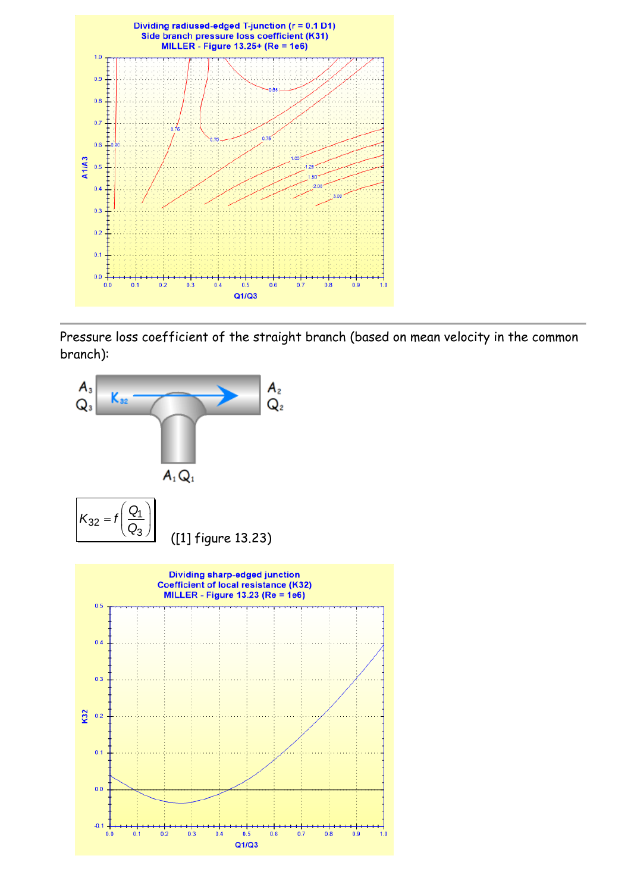Dividing radiused-edged T-junction (r = 0.1 D1)
Side branch pressure loss coefficient (K31)
MILLER - Figure 13.25+ (Re = 1e6)

Pressure loss coefficient of the straight branch (based on mean velocity in the common branch):

$$K_{32} = f\left(\frac{Q_1}{Q_3}\right)$$

([1] figure 13.23)

Dividing sharp-edged junction
Coefficient of local resistance (K32)
MILLER - Figure 13.23 (Re = 1e6)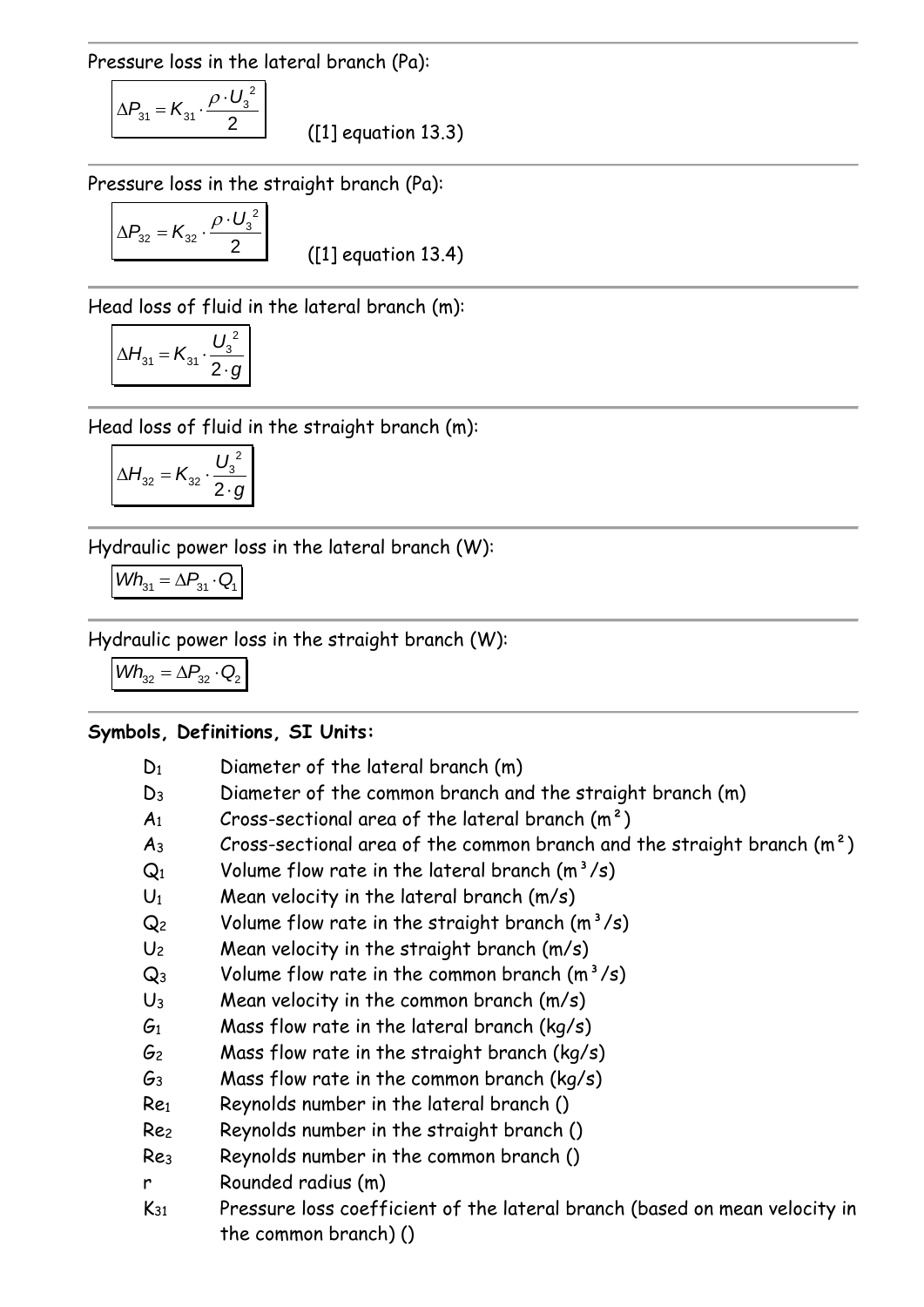Pressure loss in the lateral branch (Pa):

$$\Delta P_{31} = K_{31} \cdot \frac{\rho \cdot U_3^2}{2}$$

([1] equation 13.3)

Pressure loss in the straight branch (Pa):

$$\Delta P_{32} = K_{32} \cdot \frac{\rho \cdot U_3^2}{2}$$

([1] equation 13.4)

Head loss of fluid in the lateral branch (m):

$$\Delta H_{31} = K_{31} \cdot \frac{U_3^2}{2 \cdot g}$$

Head loss of fluid in the straight branch (m):

$$\Delta H_{32} = K_{32} \cdot \frac{U_3^2}{2 \cdot g}$$

Hydraulic power loss in the lateral branch (W):

$$Wh_{31} = \Delta P_{31} \cdot Q_1$$

Hydraulic power loss in the straight branch (W):

$$Wh_{32} = \Delta P_{32} \cdot Q_2$$

**Symbols, Definitions, SI Units:**

- $D_1$ Diameter of the lateral branch (m)
- $D_3$ Diameter of the common branch and the straight branch (m)
- $A_1$ Cross-sectional area of the lateral branch (m²)
- $A_3$ Cross-sectional area of the common branch and the straight branch (m²)
- $Q_1$ Volume flow rate in the lateral branch (m³/s)
- $U_1$ Mean velocity in the lateral branch (m/s)
- $Q_2$ Volume flow rate in the straight branch (m³/s)
- $U_2$ Mean velocity in the straight branch (m/s)
- $Q_3$ Volume flow rate in the common branch (m³/s)
- $U_3$ Mean velocity in the common branch (m/s)
- $G_1$ Mass flow rate in the lateral branch (kg/s)
- $G_2$ Mass flow rate in the straight branch (kg/s)
- $G_3$ Mass flow rate in the common branch (kg/s)
- $Re_1$ Reynolds number in the lateral branch ()
- $Re_2$ Reynolds number in the straight branch ()
- $Re_3$ Reynolds number in the common branch ()
- $r$ Rounded radius (m)
- $K_{31}$ Pressure loss coefficient of the lateral branch (based on mean velocity in the common branch) ()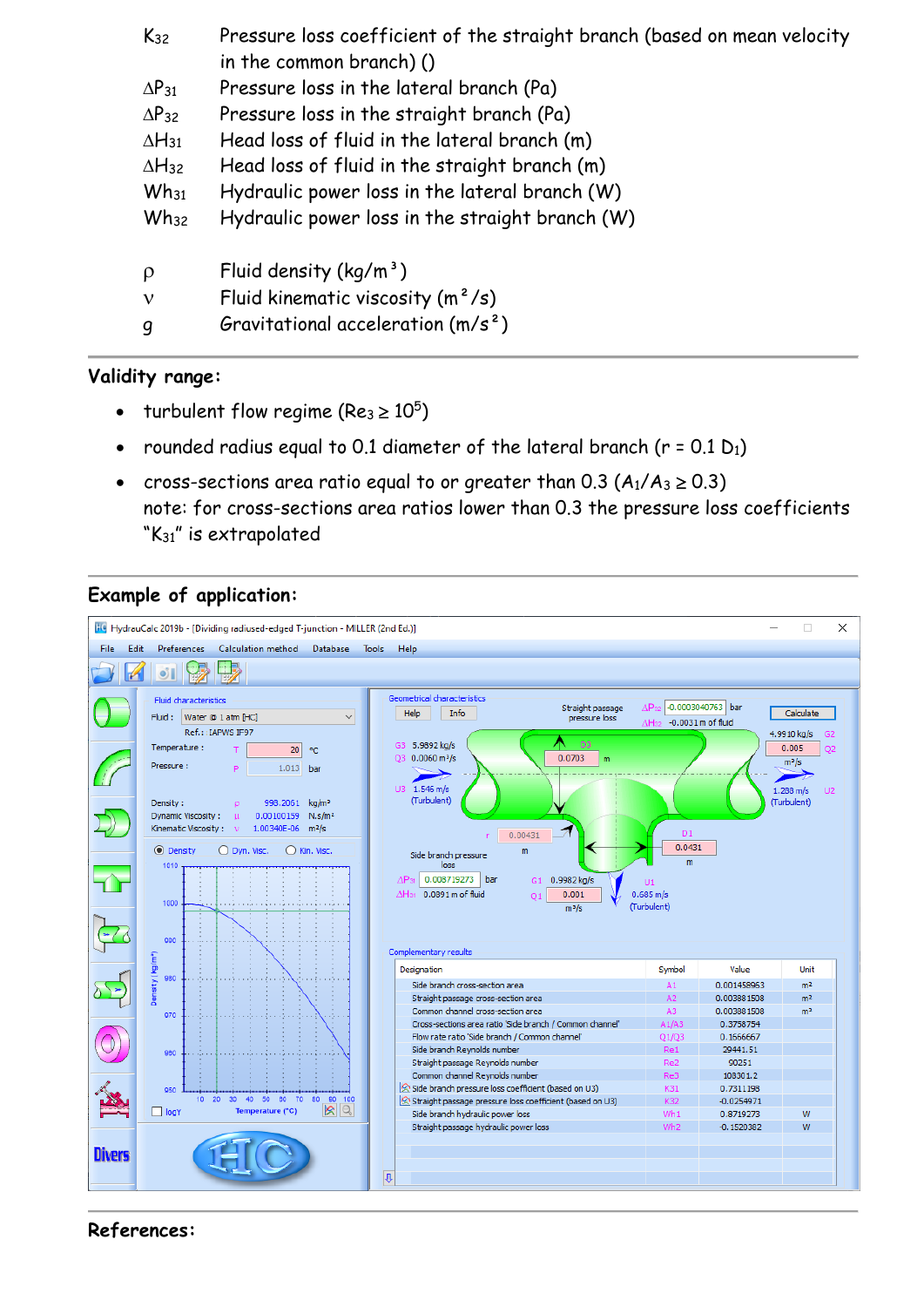| | |
|---|---|
| $K_{32}$ | Pressure loss coefficient of the straight branch (based on mean velocity in the common branch) () |
| $\Delta P_{31}$ | Pressure loss in the lateral branch (Pa) |
| $\Delta P_{32}$ | Pressure loss in the straight branch (Pa) |
| $\Delta H_{31}$ | Head loss of fluid in the lateral branch (m) |
| $\Delta H_{32}$ | Head loss of fluid in the straight branch (m) |
| $Wh_{31}$ | Hydraulic power loss in the lateral branch (W) |
| $Wh_{32}$ | Hydraulic power loss in the straight branch (W) |
| $\rho$ | Fluid density (kg/m³) |
| $\nu$ | Fluid kinematic viscosity (m²/s) |
| $g$ | Gravitational acceleration (m/s²) |

## Validity range:

- turbulent flow regime ($Re_3 \geq 10^5$)
- rounded radius equal to 0.1 diameter of the lateral branch ($r = 0.1\ D_1$)
- cross-sections area ratio equal to or greater than 0.3 ($A_1/A_3 \geq 0.3$)
  note: for cross-sections area ratios lower than 0.3 the pressure loss coefficients "$K_{31}$" is extrapolated

## Example of application:

## References: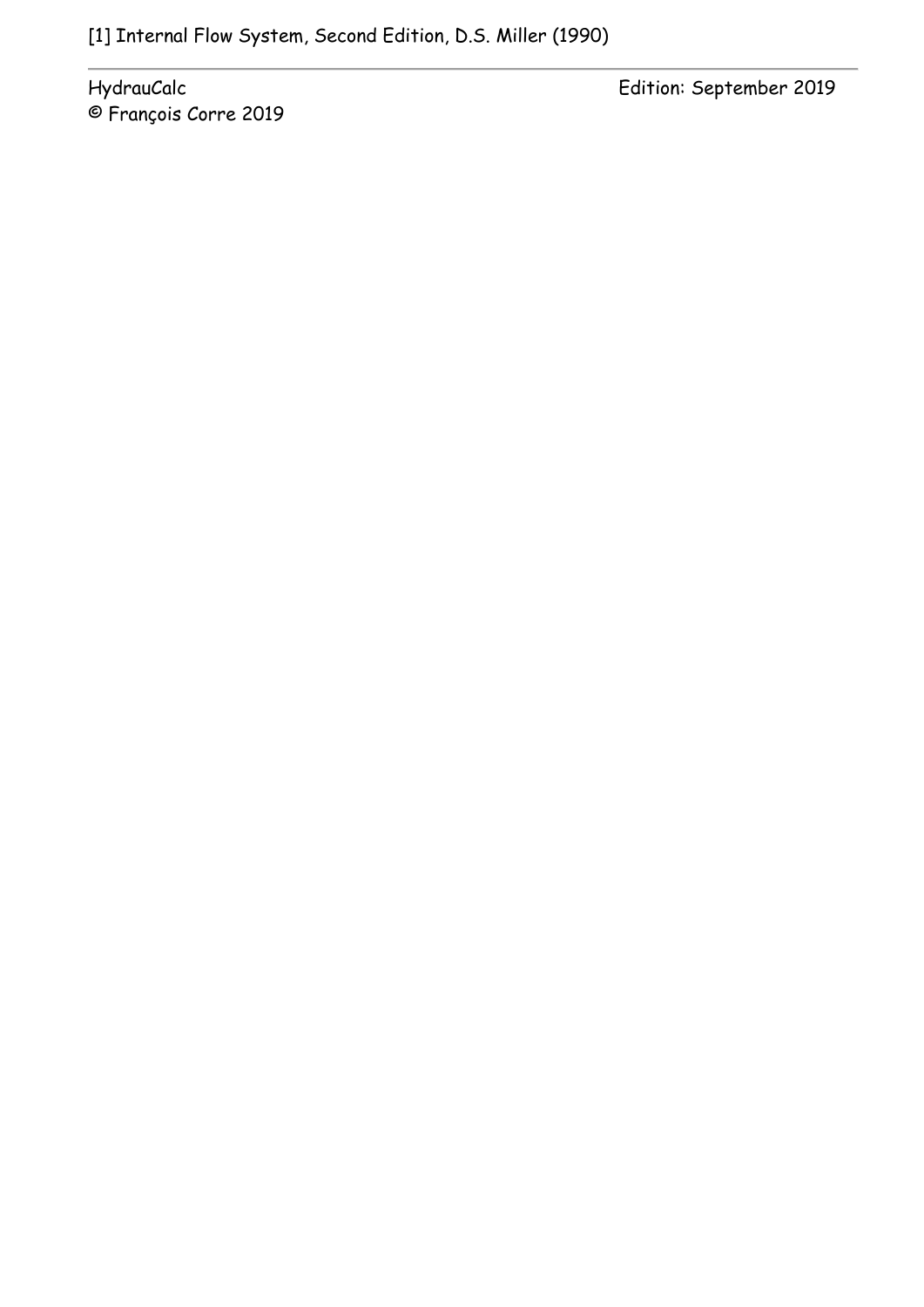[1] Internal Flow System, Second Edition, D.S. Miller (1990)